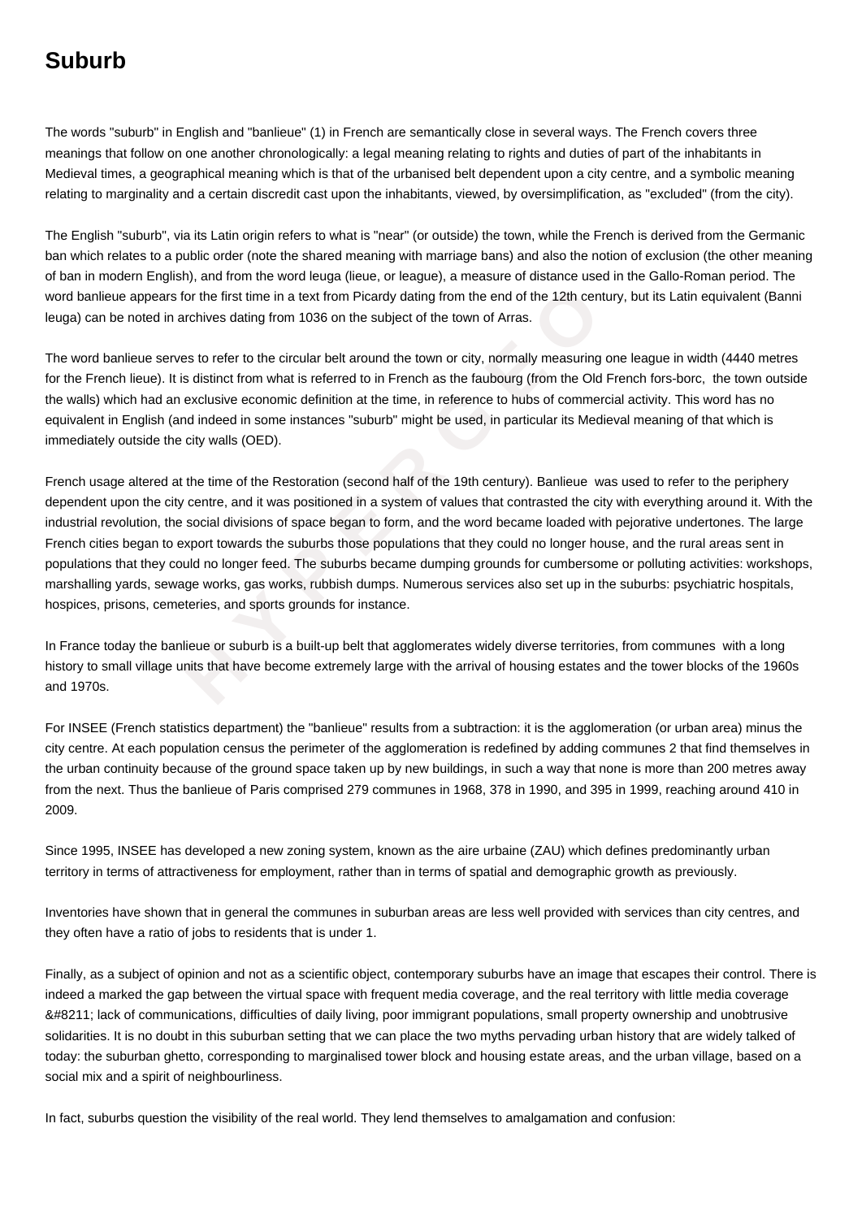# Suburb

The words "suburb" in English and "banlieue" (1) in French are semantically close in several ways. The French covers three meanings that follow on one another chronologically: a legal meaning relating to rights and duties of part of the inhabitants in Medieval times, a geographical meaning which is that of the urbanised belt dependent upon a city centre, and a symbolic meaning relating to marginality and a certain discredit cast upon the inhabitants, viewed, by oversimplification, as "excluded" (from the city).

The English "suburb", via its Latin origin refers to what is "near" (or outside) the town, while the French is derived from the Germanic ban which relates to a public order (note the shared meaning with marriage bans) and also the notion of exclusion (the other meaning of ban in modern English), and from the word leuga (lieue, or league), a measure of distance used in the Gallo-Roman period. The word banlieue appears for the first time in a text from Picardy dating from the end of the 12th century, but its Latin equivalent (Banni leuga) can be noted in archives dating from 1036 on the subject of the town of Arras.

The word banlieue serves to refer to the circular belt around the town or city, normally measuring one league in width (4440 metres for the French lieue). It is distinct from what is referred to in French as the faubourg (from the Old French fors-borc, the town outside the walls) which had an exclusive economic definition at the time, in reference to hubs of commercial activity. This word has no equivalent in English (and indeed in some instances "suburb" might be used, in particular its Medieval meaning of that which is immediately outside the city walls (OED).

French usage altered at the time of the Restoration (second half of the 19th century). Banlieue was used to refer to the periphery dependent upon the city centre, and it was positioned in a system of values that contrasted the city with everything around it. With the industrial revolution, the social divisions of space began to form, and the word became loaded with pejorative undertones. The large French cities began to export towards the suburbs those populations that they could no longer house, and the rural areas sent in populations that they could no longer feed. The suburbs became dumping grounds for cumbersome or polluting activities: workshops, marshalling yards, sewage works, gas works, rubbish dumps. Numerous services also set up in the suburbs: psychiatric hospitals, hospices, prisons, cemeteries, and sports grounds for instance.

In France today the banlieue or suburb is a built-up belt that agglomerates widely diverse territories, from communes with a long history to small village units that have become extremely large with the arrival of housing estates and the tower blocks of the 1960s and 1970s.

For INSEE (French statistics department) the "banlieue" results from a subtraction: it is the agglomeration (or urban area) minus the city centre. At each population census the perimeter of the agglomeration is redefined by adding communes 2 that find themselves in the urban continuity because of the ground space taken up by new buildings, in such a way that none is more than 200 metres away from the next. Thus the banlieue of Paris comprised 279 communes in 1968, 378 in 1990, and 395 in 1999, reaching around 410 in 2009.

Since 1995, INSEE has developed a new zoning system, known as the aire urbaine (ZAU) which defines predominantly urban territory in terms of attractiveness for employment, rather than in terms of spatial and demographic growth as previously.

Inventories have shown that in general the communes in suburban areas are less well provided with services than city centres, and they often have a ratio of jobs to residents that is under 1.

Finally, as a subject of opinion and not as a scientific object, contemporary suburbs have an image that escapes their control. There is indeed a marked the gap between the virtual space with frequent media coverage, and the real territory with little media coverage &#8211; lack of communications, difficulties of daily living, poor immigrant populations, small property ownership and unobtrusive solidarities. It is no doubt in this suburban setting that we can place the two myths pervading urban history that are widely talked of today: the suburban ghetto, corresponding to marginalised tower block and housing estate areas, and the urban village, based on a social mix and a spirit of neighbourliness.

In fact, suburbs question the visibility of the real world. They lend themselves to amalgamation and confusion: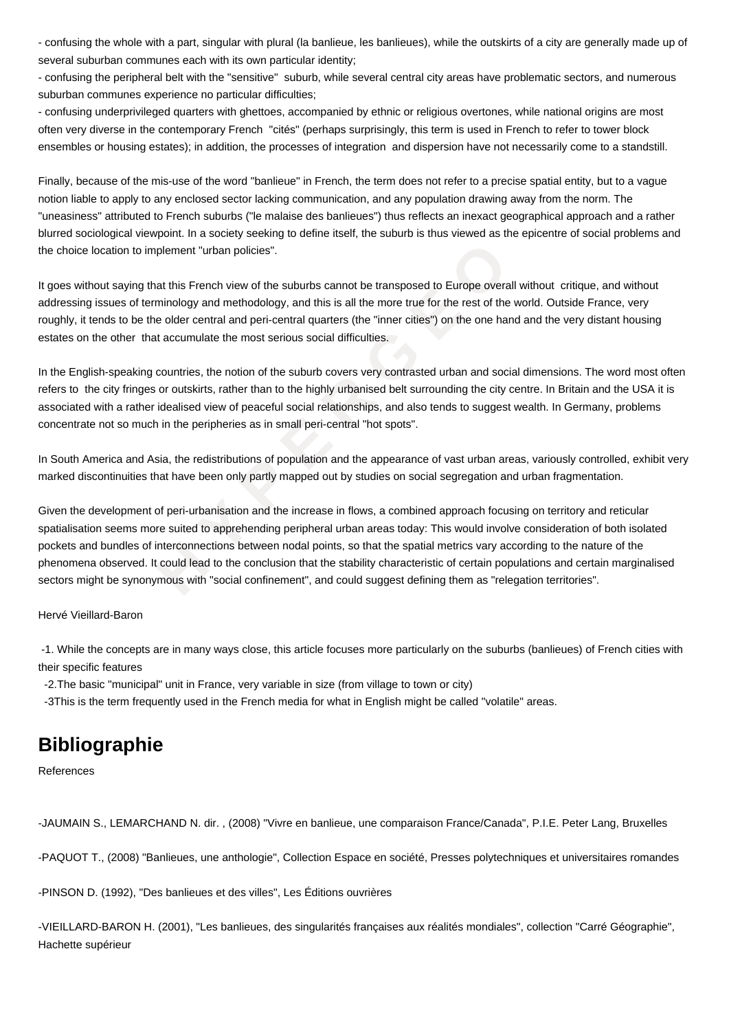- confusing the whole with a part, singular with plural (la banlieue, les banlieues), while the outskirts of a city are generally made up of several suburban communes each with its own particular identity;
- confusing the peripheral belt with the "sensitive" suburb, while several central city areas have problematic sectors, and numerous suburban communes experience no particular difficulties;
- confusing underprivileged quarters with ghettoes, accompanied by ethnic or religious overtones, while national origins are most often very diverse in the contemporary French "cités" (perhaps surprisingly, this term is used in French to refer to tower block ensembles or housing estates); in addition, the processes of integration and dispersion have not necessarily come to a standstill.

Finally, because of the mis-use of the word "banlieue" in French, the term does not refer to a precise spatial entity, but to a vague notion liable to apply to any enclosed sector lacking communication, and any population drawing away from the norm. The "uneasiness" attributed to French suburbs ("le malaise des banlieues") thus reflects an inexact geographical approach and a rather blurred sociological viewpoint. In a society seeking to define itself, the suburb is thus viewed as the epicentre of social problems and the choice location to implement "urban policies".

It goes without saying that this French view of the suburbs cannot be transposed to Europe overall without critique, and without addressing issues of terminology and methodology, and this is all the more true for the rest of the world. Outside France, very roughly, it tends to be the older central and peri-central quarters (the "inner cities") on the one hand and the very distant housing estates on the other that accumulate the most serious social difficulties.

In the English-speaking countries, the notion of the suburb covers very contrasted urban and social dimensions. The word most often refers to the city fringes or outskirts, rather than to the highly urbanised belt surrounding the city centre. In Britain and the USA it is associated with a rather idealised view of peaceful social relationships, and also tends to suggest wealth. In Germany, problems concentrate not so much in the peripheries as in small peri-central "hot spots".

In South America and Asia, the redistributions of population and the appearance of vast urban areas, variously controlled, exhibit very marked discontinuities that have been only partly mapped out by studies on social segregation and urban fragmentation.

Given the development of peri-urbanisation and the increase in flows, a combined approach focusing on territory and reticular spatialisation seems more suited to apprehending peripheral urban areas today: This would involve consideration of both isolated pockets and bundles of interconnections between nodal points, so that the spatial metrics vary according to the nature of the phenomena observed. It could lead to the conclusion that the stability characteristic of certain populations and certain marginalised sectors might be synonymous with "social confinement", and could suggest defining them as "relegation territories".

Hervé Vieillard-Baron

-1. While the concepts are in many ways close, this article focuses more particularly on the suburbs (banlieues) of French cities with their specific features

-2.The basic "municipal" unit in France, very variable in size (from village to town or city)

-3This is the term frequently used in the French media for what in English might be called "volatile" areas.

## Bibliographie

References

-JAUMAIN S., LEMARCHAND N. dir. , (2008) "Vivre en banlieue, une comparaison France/Canada", P.I.E. Peter Lang, Bruxelles

-PAQUOT T., (2008) "Banlieues, une anthologie", Collection Espace en société, Presses polytechniques et universitaires romandes

-PINSON D. (1992), "Des banlieues et des villes", Les Éditions ouvrières

-VIEILLARD-BARON H. (2001), "Les banlieues, des singularités françaises aux réalités mondiales", collection "Carré Géographie", Hachette supérieur